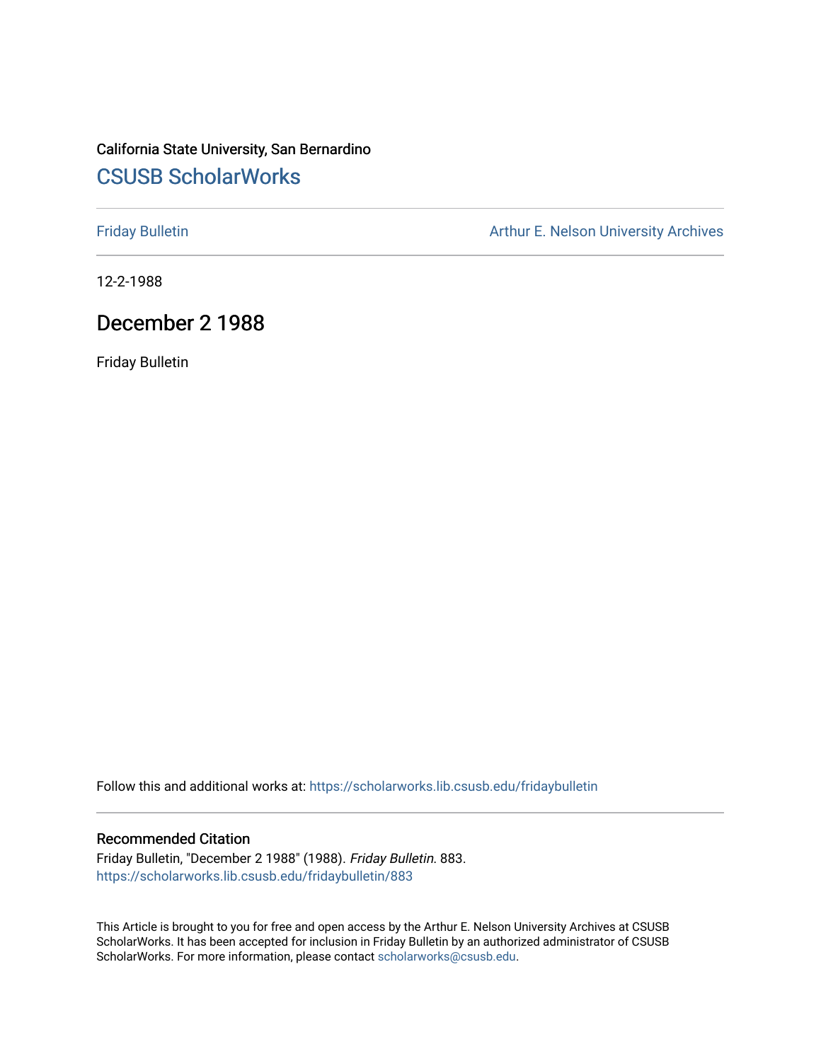California State University, San Bernardino

# CSUSB ScholarWorks

Friday Bulletin

Arthur E. Nelson University Archives

12-2-1988

## December 2 1988

Friday Bulletin

Follow this and additional works at: https://scholarworks.lib.csusb.edu/fridaybulletin

### Recommended Citation

Friday Bulletin, "December 2 1988" (1988). *Friday Bulletin*. 883.
https://scholarworks.lib.csusb.edu/fridaybulletin/883

This Article is brought to you for free and open access by the Arthur E. Nelson University Archives at CSUSB ScholarWorks. It has been accepted for inclusion in Friday Bulletin by an authorized administrator of CSUSB ScholarWorks. For more information, please contact scholarworks@csusb.edu.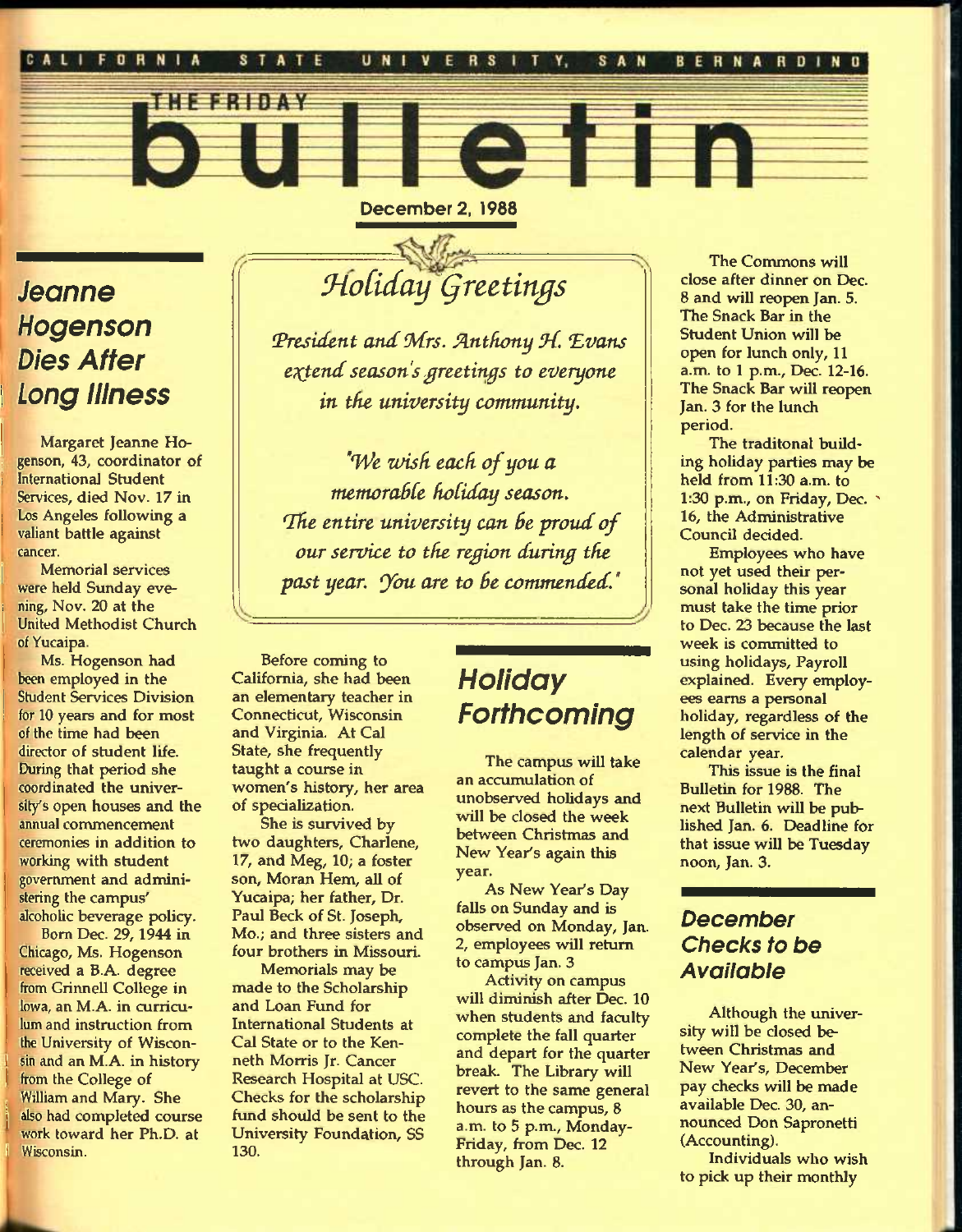CALIFORNIA STATE UNIVERSITY, SAN BERNARDINO

# THE FRIDAY bulletin

**December 2, 1988**

## Jeanne Hogenson Dies After Long Illness

Margaret Jeanne Hogenson, 43, coordinator of International Student Services, died Nov. 17 in Los Angeles following a valiant battle against cancer.

Memorial services were held Sunday evening, Nov. 20 at the United Methodist Church of Yucaipa.

Ms. Hogenson had been employed in the Student Services Division for 10 years and for most of the time had been director of student life. During that period she coordinated the university's open houses and the annual commencement ceremonies in addition to working with student government and administering the campus' alcoholic beverage policy.

Born Dec. 29, 1944 in Chicago, Ms. Hogenson received a B.A. degree from Grinnell College in Iowa, an M.A. in curriculum and instruction from the University of Wisconsin and an M.A. in history from the College of William and Mary. She also had completed course work toward her Ph.D. at Wisconsin.

Before coming to California, she had been an elementary teacher in Connecticut, Wisconsin and Virginia. At Cal State, she frequently taught a course in women's history, her area of specialization.

She is survived by two daughters, Charlene, 17, and Meg, 10; a foster son, Moran Hem, all of Yucaipa; her father, Dr. Paul Beck of St. Joseph, Mo.; and three sisters and four brothers in Missouri.

Memorials may be made to the Scholarship and Loan Fund for International Students at Cal State or to the Kenneth Morris Jr. Cancer Research Hospital at USC. Checks for the scholarship fund should be sent to the University Foundation, SS 130.

## *Holiday Greetings*

*President and Mrs. Anthony H. Evans extend season's greetings to everyone in the university community.*

*"We wish each of you a memorable holiday season. The entire university can be proud of our service to the region during the past year. You are to be commended."*

## Holiday Forthcoming

The campus will take an accumulation of unobserved holidays and will be closed the week between Christmas and New Year's again this year.

As New Year's Day falls on Sunday and is observed on Monday, Jan. 2, employees will return to campus Jan. 3

Activity on campus will diminish after Dec. 10 when students and faculty complete the fall quarter and depart for the quarter break. The Library will revert to the same general hours as the campus, 8 a.m. to 5 p.m., Monday-Friday, from Dec. 12 through Jan. 8.

The Commons will close after dinner on Dec. 8 and will reopen Jan. 5. The Snack Bar in the Student Union will be open for lunch only, 11 a.m. to 1 p.m., Dec. 12-16. The Snack Bar will reopen Jan. 3 for the lunch period.

The traditonal building holiday parties may be held from 11:30 a.m. to 1:30 p.m., on Friday, Dec. 16, the Administrative Council decided.

Employees who have not yet used their personal holiday this year must take the time prior to Dec. 23 because the last week is committed to using holidays, Payroll explained. Every employees earns a personal holiday, regardless of the length of service in the calendar year.

This issue is the final Bulletin for 1988. The next Bulletin will be published Jan. 6. Deadline for that issue will be Tuesday noon, Jan. 3.

## December Checks to be Available

Although the university will be closed between Christmas and New Year's, December pay checks will be made available Dec. 30, announced Don Sapronetti (Accounting).

Individuals who wish to pick up their monthly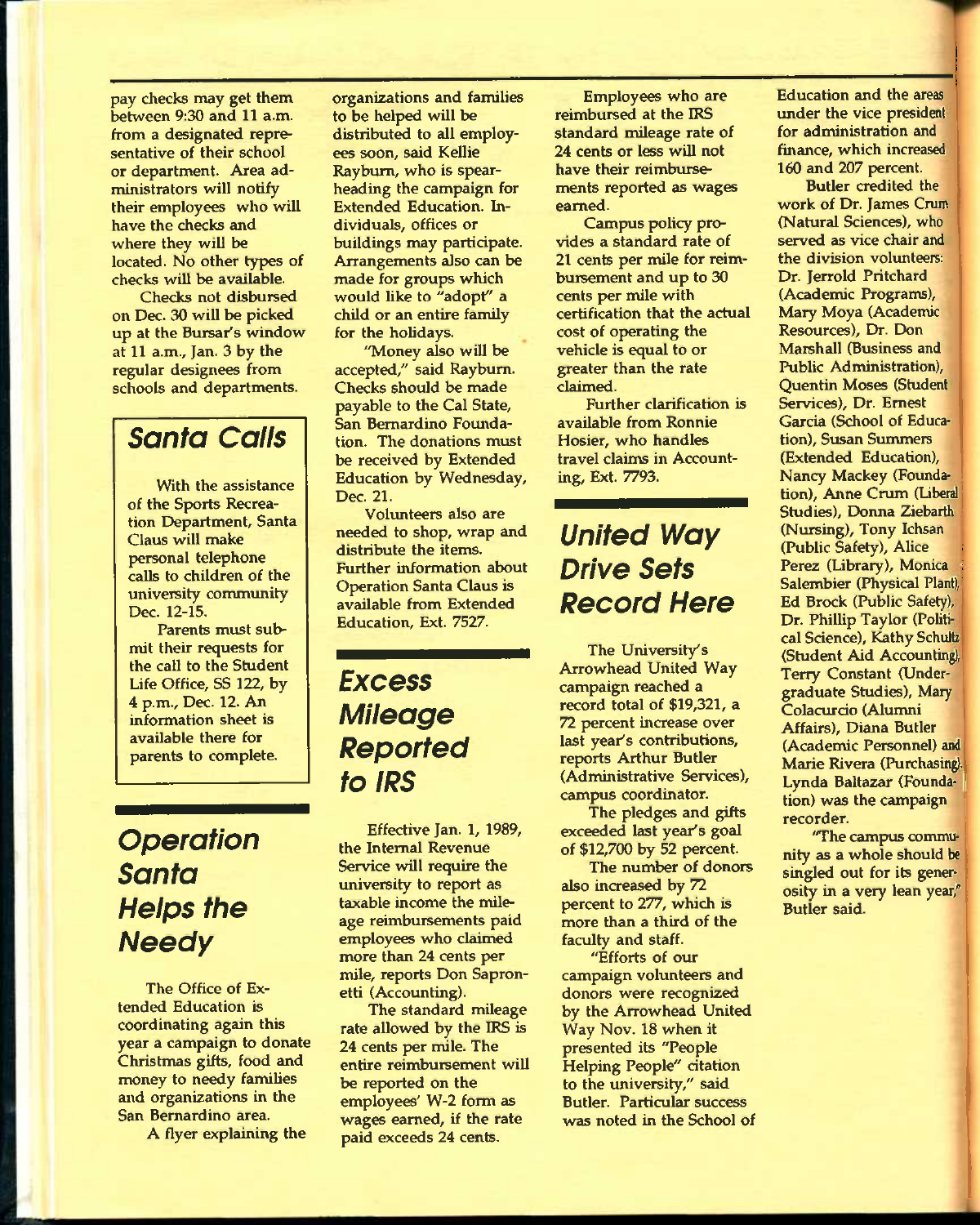pay checks may get them between 9:30 and 11 a.m. from a designated representative of their school or department. Area administrators will notify their employees who will have the checks and where they will be located. No other types of checks will be available.

Checks not disbursed on Dec. 30 will be picked up at the Bursar's window at 11 a.m., Jan. 3 by the regular designees from schools and departments.

## Santa Calls

With the assistance of the Sports Recreation Department, Santa Claus will make personal telephone calls to children of the university community Dec. 12-15.

Parents must submit their requests for the call to the Student Life Office, SS 122, by 4 p.m., Dec. 12. An information sheet is available there for parents to complete.

## Operation Santa Helps the Needy

The Office of Extended Education is coordinating again this year a campaign to donate Christmas gifts, food and money to needy families and organizations in the San Bernardino area.

A flyer explaining the organizations and families to be helped will be distributed to all employees soon, said Kellie Rayburn, who is spearheading the campaign for Extended Education. Individuals, offices or buildings may participate. Arrangements also can be made for groups which would like to "adopt" a child or an entire family for the holidays.

"Money also will be accepted," said Rayburn. Checks should be made payable to the Cal State, San Bernardino Foundation. The donations must be received by Extended Education by Wednesday, Dec. 21.

Volunteers also are needed to shop, wrap and distribute the items. Further information about Operation Santa Claus is available from Extended Education, Ext. 7527.

## Excess Mileage Reported to IRS

Effective Jan. 1, 1989, the Internal Revenue Service will require the university to report as taxable income the mileage reimbursements paid employees who claimed more than 24 cents per mile, reports Don Sapronetti (Accounting).

The standard mileage rate allowed by the IRS is 24 cents per mile. The entire reimbursement will be reported on the employees' W-2 form as wages earned, if the rate paid exceeds 24 cents.

Employees who are reimbursed at the IRS standard mileage rate of 24 cents or less will not have their reimbursements reported as wages earned.

Campus policy provides a standard rate of 21 cents per mile for reimbursement and up to 30 cents per mile with certification that the actual cost of operating the vehicle is equal to or greater than the rate claimed.

Further clarification is available from Ronnie Hosier, who handles travel claims in Accounting, Ext. 7793.

## United Way Drive Sets Record Here

The University's Arrowhead United Way campaign reached a record total of $19,321, a 72 percent increase over last year's contributions, reports Arthur Butler (Administrative Services), campus coordinator.

The pledges and gifts exceeded last year's goal of $12,700 by 52 percent.

The number of donors also increased by 72 percent to 277, which is more than a third of the faculty and staff.

"Efforts of our campaign volunteers and donors were recognized by the Arrowhead United Way Nov. 18 when it presented its "People Helping People" citation to the university," said Butler. Particular success was noted in the School of Education and the areas under the vice president for administration and finance, which increased 160 and 207 percent.

Butler credited the work of Dr. James Crum (Natural Sciences), who served as vice chair and the division volunteers: Dr. Jerrold Pritchard (Academic Programs), Mary Moya (Academic Resources), Dr. Don Marshall (Business and Public Administration), Quentin Moses (Student Services), Dr. Ernest Garcia (School of Education), Susan Summers (Extended Education), Nancy Mackey (Foundation), Anne Crum (Liberal Studies), Donna Ziebarth (Nursing), Tony Ichsan (Public Safety), Alice Perez (Library), Monica Salembier (Physical Plant), Ed Brock (Public Safety), Dr. Phillip Taylor (Political Science), Kathy Schultz (Student Aid Accounting), Terry Constant (Undergraduate Studies), Mary Colacurcio (Alumni Affairs), Diana Butler (Academic Personnel) and Marie Rivera (Purchasing). Lynda Baltazar (Foundation) was the campaign recorder.

"The campus community as a whole should be singled out for its generosity in a very lean year," Butler said.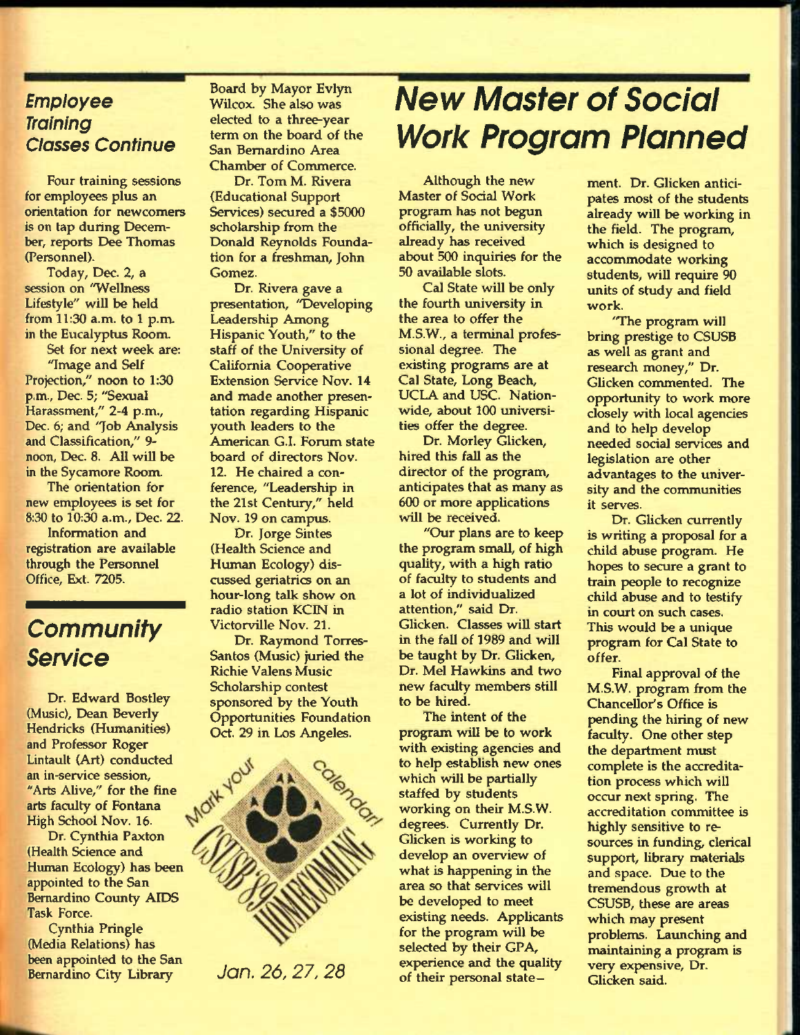## Employee Training Classes Continue

Four training sessions for employees plus an orientation for newcomers is on tap during December, reports Dee Thomas (Personnel).

Today, Dec. 2, a session on "Wellness Lifestyle" will be held from 11:30 a.m. to 1 p.m. in the Eucalyptus Room.

Set for next week are: "Image and Self Projection," noon to 1:30 p.m., Dec. 5; "Sexual Harassment," 2-4 p.m., Dec. 6; and "Job Analysis and Classification," 9-noon, Dec. 8. All will be in the Sycamore Room.

The orientation for new employees is set for 8:30 to 10:30 a.m., Dec. 22.

Information and registration are available through the Personnel Office, Ext. 7205.

## Community Service

Dr. Edward Bostley (Music), Dean Beverly Hendricks (Humanities) and Professor Roger Lintault (Art) conducted an in-service session, "Arts Alive," for the fine arts faculty of Fontana High School Nov. 16.

Dr. Cynthia Paxton (Health Science and Human Ecology) has been appointed to the San Bernardino County AIDS Task Force.

Cynthia Pringle (Media Relations) has been appointed to the San Bernardino City Library Board by Mayor Evlyn Wilcox. She also was elected to a three-year term on the board of the San Bernardino Area Chamber of Commerce.

Dr. Tom M. Rivera (Educational Support Services) secured a $5000 scholarship from the Donald Reynolds Foundation for a freshman, John Gomez.

Dr. Rivera gave a presentation, "Developing Leadership Among Hispanic Youth," to the staff of the University of California Cooperative Extension Service Nov. 14 and made another presentation regarding Hispanic youth leaders to the American G.I. Forum state board of directors Nov. 12. He chaired a conference, "Leadership in the 21st Century," held Nov. 19 on campus.

Dr. Jorge Sintes (Health Science and Human Ecology) discussed geriatrics on an hour-long talk show on radio station KCIN in Victorville Nov. 21.

Dr. Raymond Torres-Santos (Music) juried the Richie Valens Music Scholarship contest sponsored by the Youth Opportunities Foundation Oct. 29 in Los Angeles.

Mark your Calendar! CSUSB '89 HOMECOMING

*Jan. 26, 27, 28*

# New Master of Social Work Program Planned

Although the new Master of Social Work program has not begun officially, the university already has received about 500 inquiries for the 50 available slots.

Cal State will be only the fourth university in the area to offer the M.S.W., a terminal professional degree. The existing programs are at Cal State, Long Beach, UCLA and USC. Nationwide, about 100 universities offer the degree.

Dr. Morley Glicken, hired this fall as the director of the program, anticipates that as many as 600 or more applications will be received.

"Our plans are to keep the program small, of high quality, with a high ratio of faculty to students and a lot of individualized attention," said Dr. Glicken. Classes will start in the fall of 1989 and will be taught by Dr. Glicken, Dr. Mel Hawkins and two new faculty members still to be hired.

The intent of the program will be to work with existing agencies and to help establish new ones which will be partially staffed by students working on their M.S.W. degrees. Currently Dr. Glicken is working to develop an overview of what is happening in the area so that services will be developed to meet existing needs. Applicants for the program will be selected by their GPA, experience and the quality of their personal statement. Dr. Glicken anticipates most of the students already will be working in the field. The program, which is designed to accommodate working students, will require 90 units of study and field work.

"The program will bring prestige to CSUSB as well as grant and research money," Dr. Glicken commented. The opportunity to work more closely with local agencies and to help develop needed social services and legislation are other advantages to the university and the communities it serves.

Dr. Glicken currently is writing a proposal for a child abuse program. He hopes to secure a grant to train people to recognize child abuse and to testify in court on such cases. This would be a unique program for Cal State to offer.

Final approval of the M.S.W. program from the Chancellor's Office is pending the hiring of new faculty. One other step the department must complete is the accreditation process which will occur next spring. The accreditation committee is highly sensitive to resources in funding, clerical support, library materials and space. Due to the tremendous growth at CSUSB, these are areas which may present problems. Launching and maintaining a program is very expensive, Dr. Glicken said.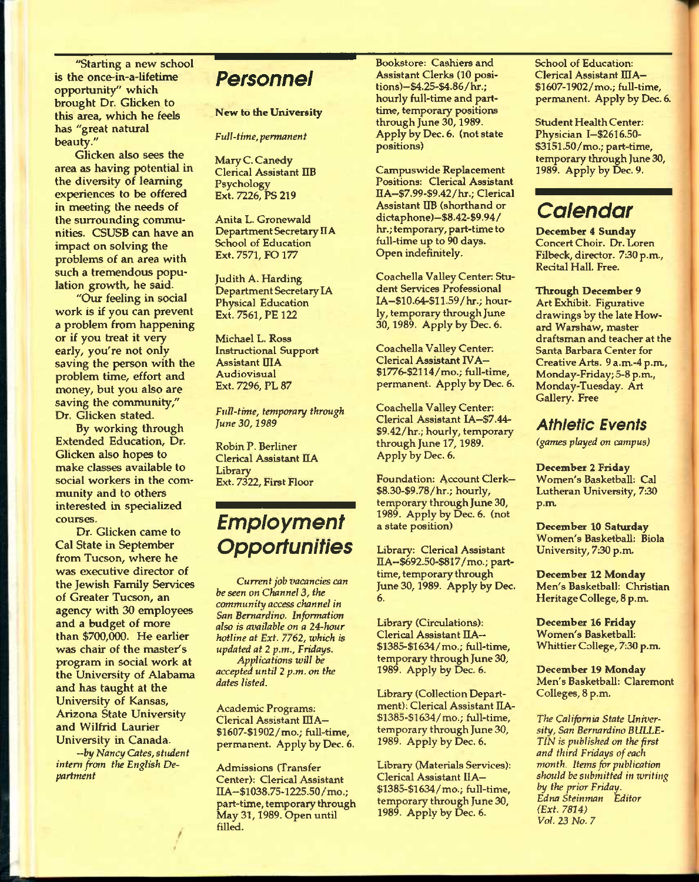"Starting a new school is the once-in-a-lifetime opportunity" which brought Dr. Glicken to this area, which he feels has "great natural beauty."

Glicken also sees the area as having potential in the diversity of learning experiences to be offered in meeting the needs of the surrounding communities. CSUSB can have an impact on solving the problems of an area with such a tremendous population growth, he said.

"Our feeling in social work is if you can prevent a problem from happening or if you treat it very early, you're not only saving the person with the problem time, effort and money, but you also are saving the community," Dr. Glicken stated.

By working through Extended Education, Dr. Glicken also hopes to make classes available to social workers in the community and to others interested in specialized courses.

Dr. Glicken came to Cal State in September from Tucson, where he was executive director of the Jewish Family Services of Greater Tucson, an agency with 30 employees and a budget of more than $700,000. He earlier was chair of the master's program in social work at the University of Alabama and has taught at the University of Kansas, Arizona State University and Wilfrid Laurier University in Canada.

*--by Nancy Cates, student intern from the English Department*

## Personnel

**New to the University**

*Full-time, permanent*

Mary C. Canedy
Clerical Assistant IIB
Psychology
Ext. 7226, PS 219

Anita L. Gronewald
Department Secretary IIA
School of Education
Ext. 7571, FO 177

Judith A. Harding
Department Secretary IA
Physical Education
Ext. 7561, PE 122

Michael L. Ross
Instructional Support Assistant IIIA
Audiovisual
Ext. 7296, PL 87

*Full-time, temporary through June 30, 1989*

Robin P. Berliner
Clerical Assistant IIA
Library
Ext. 7322, First Floor

## Employment Opportunities

*Current job vacancies can be seen on Channel 3, the community access channel in San Bernardino. Information also is available on a 24-hour hotline at Ext. 7762, which is updated at 2 p.m., Fridays.*

*Applications will be accepted until 2 p.m. on the dates listed.*

Academic Programs: Clerical Assistant IIIA–$1607-$1902/mo.; full-time, permanent. Apply by Dec. 6.

Admissions (Transfer Center): Clerical Assistant IIA–$1038.75-1225.50/mo.; part-time, temporary through May 31, 1989. Open until filled.

Bookstore: Cashiers and Assistant Clerks (10 positions)–$4.25-$4.86/hr.; hourly full-time and part-time, temporary positions through June 30, 1989. Apply by Dec. 6. (not state positions)

Campuswide Replacement Positions: Clerical Assistant IIA–$7.99-$9.42/hr.; Clerical Assistant IIB (shorthand or dictaphone)–$8.42-$9.94/hr.; temporary, part-time to full-time up to 90 days. Open indefinitely.

Coachella Valley Center: Student Services Professional IA–$10.64-$11.59/hr.; hourly, temporary through June 30, 1989. Apply by Dec. 6.

Coachella Valley Center: Clerical Assistant IVA–$1776-$2114/mo.; full-time, permanent. Apply by Dec. 6.

Coachella Valley Center: Clerical Assistant IA–$7.44-$9.42/hr.; hourly, temporary through June 17, 1989. Apply by Dec. 6.

Foundation: Account Clerk–$8.30-$9.78/hr.; hourly, temporary through June 30, 1989. Apply by Dec. 6. (not a state position)

Library: Clerical Assistant IIA–$692.50-$817/mo.; part-time, temporary through June 30, 1989. Apply by Dec. 6.

Library (Circulations): Clerical Assistant IIA–$1385-$1634/mo.; full-time, temporary through June 30, 1989. Apply by Dec. 6.

Library (Collection Department): Clerical Assistant IIA-$1385-$1634/mo.; full-time, temporary through June 30, 1989. Apply by Dec. 6.

Library (Materials Services): Clerical Assistant IIA–$1385-$1634/mo.; full-time, temporary through June 30, 1989. Apply by Dec. 6.

School of Education: Clerical Assistant IIIA–$1607-1902/mo.; full-time, permanent. Apply by Dec. 6.

Student Health Center: Physician I–$2616.50-$3151.50/mo.; part-time, temporary through June 30, 1989. Apply by Dec. 9.

## Calendar

**December 4 Sunday**
Concert Choir. Dr. Loren Filbeck, director. 7:30 p.m., Recital Hall. Free.

**Through December 9**
Art Exhibit. Figurative drawings by the late Howard Warshaw, master draftsman and teacher at the Santa Barbara Center for Creative Arts. 9 a.m.-4 p.m., Monday-Friday; 5-8 p.m., Monday-Tuesday. Art Gallery. Free

## Athletic Events

*(games played on campus)*

**December 2 Friday**
Women's Basketball: Cal Lutheran University, 7:30 p.m.

**December 10 Saturday**
Women's Basketball: Biola University, 7:30 p.m.

**December 12 Monday**
Men's Basketball: Christian Heritage College, 8 p.m.

**December 16 Friday**
Women's Basketball: Whittier College, 7:30 p.m.

**December 19 Monday**
Men's Basketball: Claremont Colleges, 8 p.m.

*The California State University, San Bernardino BULLETIN is published on the first and third Fridays of each month. Items for publication should be submitted in writing by the prior Friday.*
*Edna Steinman Editor*
*(Ext. 7814)*
*Vol. 23 No. 7*